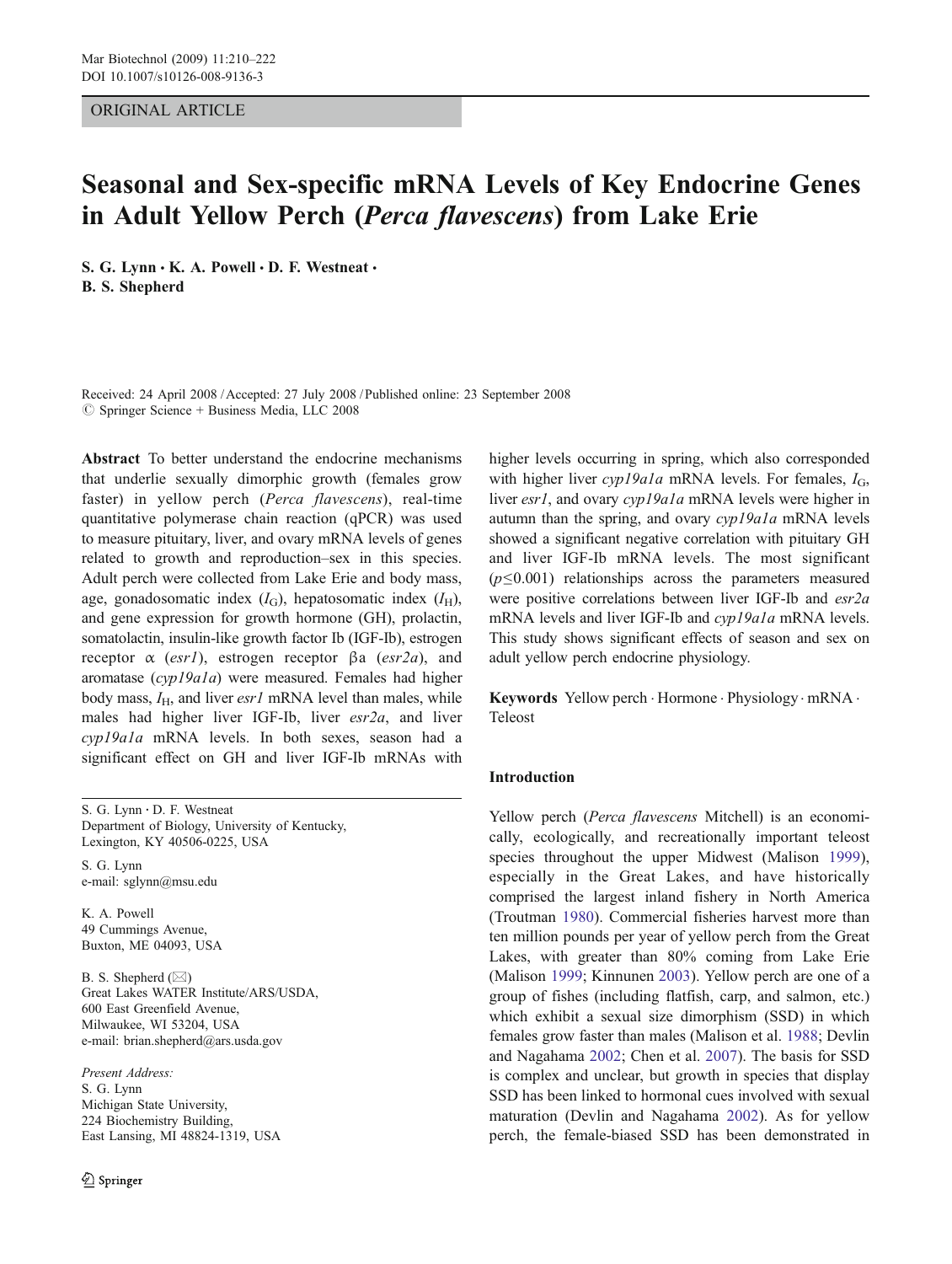ORIGINAL ARTICLE

# Seasonal and Sex-specific mRNA Levels of Key Endocrine Genes in Adult Yellow Perch (*Perca flavescens*) from Lake Erie

S. G. Lynn · K. A. Powell · D. F. Westneat · B. S. Shepherd

Received: 24 April 2008 / Accepted: 27 July 2008 / Published online: 23 September 2008
© Springer Science + Business Media, LLC 2008

**Abstract** To better understand the endocrine mechanisms that underlie sexually dimorphic growth (females grow faster) in yellow perch (*Perca flavescens*), real-time quantitative polymerase chain reaction (qPCR) was used to measure pituitary, liver, and ovary mRNA levels of genes related to growth and reproduction–sex in this species. Adult perch were collected from Lake Erie and body mass, age, gonadosomatic index ($I_G$), hepatosomatic index ($I_H$), and gene expression for growth hormone (GH), prolactin, somatolactin, insulin-like growth factor Ib (IGF-Ib), estrogen receptor α (*esr1*), estrogen receptor βa (*esr2a*), and aromatase (*cyp19a1a*) were measured. Females had higher body mass, $I_H$, and liver *esr1* mRNA level than males, while males had higher liver IGF-Ib, liver *esr2a*, and liver *cyp19a1a* mRNA levels. In both sexes, season had a significant effect on GH and liver IGF-Ib mRNAs with higher levels occurring in spring, which also corresponded with higher liver *cyp19a1a* mRNA levels. For females, $I_G$, liver *esr1*, and ovary *cyp19a1a* mRNA levels were higher in autumn than the spring, and ovary *cyp19a1a* mRNA levels showed a significant negative correlation with pituitary GH and liver IGF-Ib mRNA levels. The most significant ($p \leq 0.001$) relationships across the parameters measured were positive correlations between liver IGF-Ib and *esr2a* mRNA levels and liver IGF-Ib and *cyp19a1a* mRNA levels. This study shows significant effects of season and sex on adult yellow perch endocrine physiology.

**Keywords** Yellow perch · Hormone · Physiology · mRNA · Teleost

S. G. Lynn · D. F. Westneat
Department of Biology, University of Kentucky,
Lexington, KY 40506-0225, USA

S. G. Lynn
e-mail: sglynn@msu.edu

K. A. Powell
49 Cummings Avenue,
Buxton, ME 04093, USA

B. S. Shepherd (✉)
Great Lakes WATER Institute/ARS/USDA,
600 East Greenfield Avenue,
Milwaukee, WI 53204, USA
e-mail: brian.shepherd@ars.usda.gov

*Present Address:*
S. G. Lynn
Michigan State University,
224 Biochemistry Building,
East Lansing, MI 48824-1319, USA

## Introduction

Yellow perch (*Perca flavescens* Mitchell) is an economically, ecologically, and recreationally important teleost species throughout the upper Midwest (Malison 1999), especially in the Great Lakes, and have historically comprised the largest inland fishery in North America (Troutman 1980). Commercial fisheries harvest more than ten million pounds per year of yellow perch from the Great Lakes, with greater than 80% coming from Lake Erie (Malison 1999; Kinnunen 2003). Yellow perch are one of a group of fishes (including flatfish, carp, and salmon, etc.) which exhibit a sexual size dimorphism (SSD) in which females grow faster than males (Malison et al. 1988; Devlin and Nagahama 2002; Chen et al. 2007). The basis for SSD is complex and unclear, but growth in species that display SSD has been linked to hormonal cues involved with sexual maturation (Devlin and Nagahama 2002). As for yellow perch, the female-biased SSD has been demonstrated in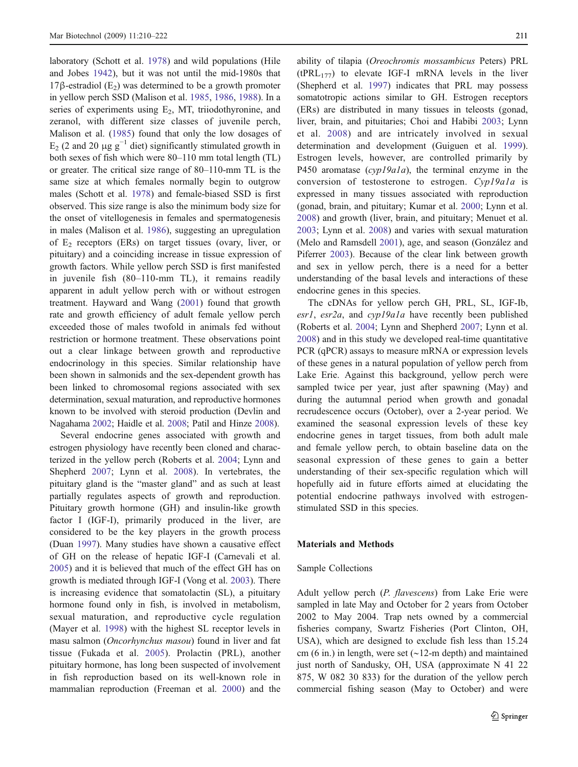laboratory (Schott et al. 1978) and wild populations (Hile and Jobes 1942), but it was not until the mid-1980s that 17β-estradiol ($E_2$) was determined to be a growth promoter in yellow perch SSD (Malison et al. 1985, 1986, 1988). In a series of experiments using $E_2$, MT, triiodothyronine, and zeranol, with different size classes of juvenile perch, Malison et al. (1985) found that only the low dosages of $E_2$ (2 and 20 μg $g^{-1}$ diet) significantly stimulated growth in both sexes of fish which were 80–110 mm total length (TL) or greater. The critical size range of 80–110-mm TL is the same size at which females normally begin to outgrow males (Schott et al. 1978) and female-biased SSD is first observed. This size range is also the minimum body size for the onset of vitellogenesis in females and spermatogenesis in males (Malison et al. 1986), suggesting an upregulation of $E_2$ receptors (ERs) on target tissues (ovary, liver, or pituitary) and a coinciding increase in tissue expression of growth factors. While yellow perch SSD is first manifested in juvenile fish (80–110-mm TL), it remains readily apparent in adult yellow perch with or without estrogen treatment. Hayward and Wang (2001) found that growth rate and growth efficiency of adult female yellow perch exceeded those of males twofold in animals fed without restriction or hormone treatment. These observations point out a clear linkage between growth and reproductive endocrinology in this species. Similar relationship have been shown in salmonids and the sex-dependent growth has been linked to chromosomal regions associated with sex determination, sexual maturation, and reproductive hormones known to be involved with steroid production (Devlin and Nagahama 2002; Haidle et al. 2008; Patil and Hinze 2008).

Several endocrine genes associated with growth and estrogen physiology have recently been cloned and characterized in the yellow perch (Roberts et al. 2004; Lynn and Shepherd 2007; Lynn et al. 2008). In vertebrates, the pituitary gland is the "master gland" and as such at least partially regulates aspects of growth and reproduction. Pituitary growth hormone (GH) and insulin-like growth factor I (IGF-I), primarily produced in the liver, are considered to be the key players in the growth process (Duan 1997). Many studies have shown a causative effect of GH on the release of hepatic IGF-I (Carnevali et al. 2005) and it is believed that much of the effect GH has on growth is mediated through IGF-I (Vong et al. 2003). There is increasing evidence that somatolactin (SL), a pituitary hormone found only in fish, is involved in metabolism, sexual maturation, and reproductive cycle regulation (Mayer et al. 1998) with the highest SL receptor levels in masu salmon (*Oncorhynchus masou*) found in liver and fat tissue (Fukada et al. 2005). Prolactin (PRL), another pituitary hormone, has long been suspected of involvement in fish reproduction based on its well-known role in mammalian reproduction (Freeman et al. 2000) and the ability of tilapia (*Oreochromis mossambicus* Peters) PRL ($tPRL_{177}$) to elevate IGF-I mRNA levels in the liver (Shepherd et al. 1997) indicates that PRL may possess somatotropic actions similar to GH. Estrogen receptors (ERs) are distributed in many tissues in teleosts (gonad, liver, brain, and pituitaries; Choi and Habibi 2003; Lynn et al. 2008) and are intricately involved in sexual determination and development (Guiguen et al. 1999). Estrogen levels, however, are controlled primarily by P450 aromatase (*cyp19a1a*), the terminal enzyme in the conversion of testosterone to estrogen. *Cyp19a1a* is expressed in many tissues associated with reproduction (gonad, brain, and pituitary; Kumar et al. 2000; Lynn et al. 2008) and growth (liver, brain, and pituitary; Menuet et al. 2003; Lynn et al. 2008) and varies with sexual maturation (Melo and Ramsdell 2001), age, and season (González and Piferrer 2003). Because of the clear link between growth and sex in yellow perch, there is a need for a better understanding of the basal levels and interactions of these endocrine genes in this species.

The cDNAs for yellow perch GH, PRL, SL, IGF-Ib, *esr1*, *esr2a*, and *cyp19a1a* have recently been published (Roberts et al. 2004; Lynn and Shepherd 2007; Lynn et al. 2008) and in this study we developed real-time quantitative PCR (qPCR) assays to measure mRNA or expression levels of these genes in a natural population of yellow perch from Lake Erie. Against this background, yellow perch were sampled twice per year, just after spawning (May) and during the autumnal period when growth and gonadal recrudescence occurs (October), over a 2-year period. We examined the seasonal expression levels of these key endocrine genes in target tissues, from both adult male and female yellow perch, to obtain baseline data on the seasonal expression of these genes to gain a better understanding of their sex-specific regulation which will hopefully aid in future efforts aimed at elucidating the potential endocrine pathways involved with estrogen-stimulated SSD in this species.

## Materials and Methods

### Sample Collections

Adult yellow perch (*P. flavescens*) from Lake Erie were sampled in late May and October for 2 years from October 2002 to May 2004. Trap nets owned by a commercial fisheries company, Swartz Fisheries (Port Clinton, OH, USA), which are designed to exclude fish less than 15.24 cm (6 in.) in length, were set (~12-m depth) and maintained just north of Sandusky, OH, USA (approximate N 41 22 875, W 082 30 833) for the duration of the yellow perch commercial fishing season (May to October) and were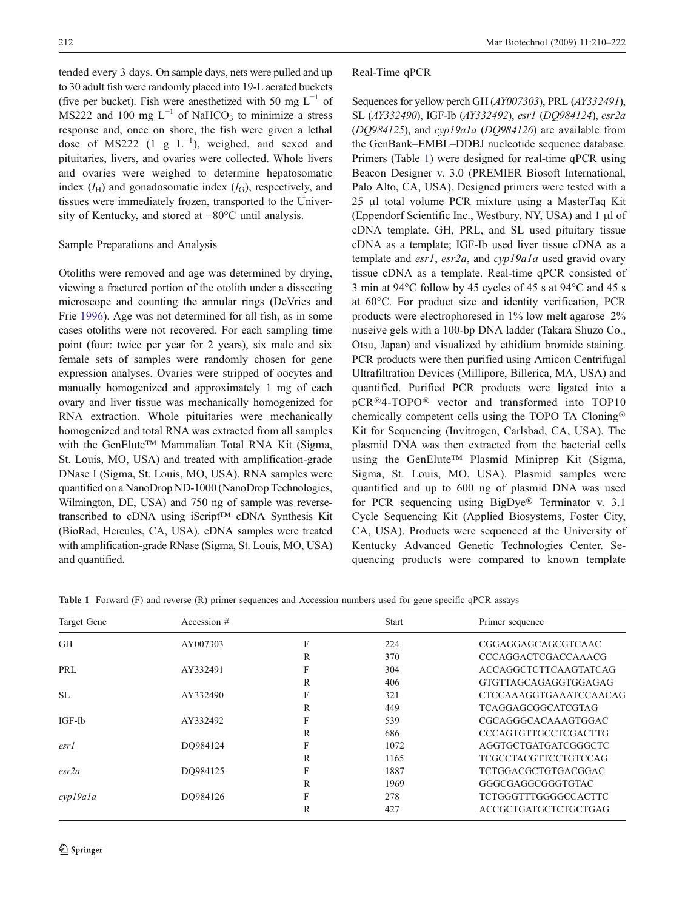tended every 3 days. On sample days, nets were pulled and up to 30 adult fish were randomly placed into 19-L aerated buckets (five per bucket). Fish were anesthetized with 50 mg $L^{-1}$ of MS222 and 100 mg $L^{-1}$ of $NaHCO_3$ to minimize a stress response and, once on shore, the fish were given a lethal dose of MS222 (1 g $L^{-1}$), weighed, and sexed and pituitaries, livers, and ovaries were collected. Whole livers and ovaries were weighed to determine hepatosomatic index ($I_H$) and gonadosomatic index ($I_G$), respectively, and tissues were immediately frozen, transported to the University of Kentucky, and stored at −80°C until analysis.

### Sample Preparations and Analysis

Otoliths were removed and age was determined by drying, viewing a fractured portion of the otolith under a dissecting microscope and counting the annular rings (DeVries and Frie 1996). Age was not determined for all fish, as in some cases otoliths were not recovered. For each sampling time point (four: twice per year for 2 years), six male and six female sets of samples were randomly chosen for gene expression analyses. Ovaries were stripped of oocytes and manually homogenized and approximately 1 mg of each ovary and liver tissue was mechanically homogenized for RNA extraction. Whole pituitaries were mechanically homogenized and total RNA was extracted from all samples with the GenElute™ Mammalian Total RNA Kit (Sigma, St. Louis, MO, USA) and treated with amplification-grade DNase I (Sigma, St. Louis, MO, USA). RNA samples were quantified on a NanoDrop ND-1000 (NanoDrop Technologies, Wilmington, DE, USA) and 750 ng of sample was reverse-transcribed to cDNA using iScript™ cDNA Synthesis Kit (BioRad, Hercules, CA, USA). cDNA samples were treated with amplification-grade RNase (Sigma, St. Louis, MO, USA) and quantified.

### Real-Time qPCR

Sequences for yellow perch GH (*AY007303*), PRL (*AY332491*), SL (*AY332490*), IGF-Ib (*AY332492*), *esr1* (*DQ984124*), *esr2a* (*DQ984125*), and *cyp19a1a* (*DQ984126*) are available from the GenBank–EMBL–DDBJ nucleotide sequence database. Primers (Table 1) were designed for real-time qPCR using Beacon Designer v. 3.0 (PREMIER Biosoft International, Palo Alto, CA, USA). Designed primers were tested with a 25 µl total volume PCR mixture using a MasterTaq Kit (Eppendorf Scientific Inc., Westbury, NY, USA) and 1 µl of cDNA template. GH, PRL, and SL used pituitary tissue cDNA as a template; IGF-Ib used liver tissue cDNA as a template and *esr1*, *esr2a*, and *cyp19a1a* used gravid ovary tissue cDNA as a template. Real-time qPCR consisted of 3 min at 94°C follow by 45 cycles of 45 s at 94°C and 45 s at 60°C. For product size and identity verification, PCR products were electrophoresed in 1% low melt agarose–2% nuseive gels with a 100-bp DNA ladder (Takara Shuzo Co., Otsu, Japan) and visualized by ethidium bromide staining. PCR products were then purified using Amicon Centrifugal Ultrafiltration Devices (Millipore, Billerica, MA, USA) and quantified. Purified PCR products were ligated into a pCR®4-TOPO® vector and transformed into TOP10 chemically competent cells using the TOPO TA Cloning® Kit for Sequencing (Invitrogen, Carlsbad, CA, USA). The plasmid DNA was then extracted from the bacterial cells using the GenElute™ Plasmid Miniprep Kit (Sigma, Sigma, St. Louis, MO, USA). Plasmid samples were quantified and up to 600 ng of plasmid DNA was used for PCR sequencing using BigDye® Terminator v. 3.1 Cycle Sequencing Kit (Applied Biosystems, Foster City, CA, USA). Products were sequenced at the University of Kentucky Advanced Genetic Technologies Center. Sequencing products were compared to known template

**Table 1** Forward (F) and reverse (R) primer sequences and Accession numbers used for gene specific qPCR assays

| Target Gene | Accession # | | Start | Primer sequence |
|---|---|---|---|---|
| GH | AY007303 | F | 224 | CGGAGGAGCAGCGTCAAC |
| | | R | 370 | CCCAGGACTCGACCAAACG |
| PRL | AY332491 | F | 304 | ACCAGGCTCTTCAAGTATCAG |
| | | R | 406 | GTGTTAGCAGAGGTGGAGAG |
| SL | AY332490 | F | 321 | CTCCAAAGGTGAAATCCAACAG |
| | | R | 449 | TCAGGAGCGGCATCGTAG |
| IGF-Ib | AY332492 | F | 539 | CGCAGGGCACAAAGTGGAC |
| | | R | 686 | CCCAGTGTTGCCTCGACTTG |
| *esr1* | DQ984124 | F | 1072 | AGGTGCTGATGATCGGGCTC |
| | | R | 1165 | TCGCCTACGTTCCTGTCCAG |
| *esr2a* | DQ984125 | F | 1887 | TCTGGACGCTGTGACGGAC |
| | | R | 1969 | GGGCGAGGCGGGTGTAC |
| *cyp19a1a* | DQ984126 | F | 278 | TCTGGGTTTGGGGCCACTTC |
| | | R | 427 | ACCGCTGATGCTCTGCTGAG |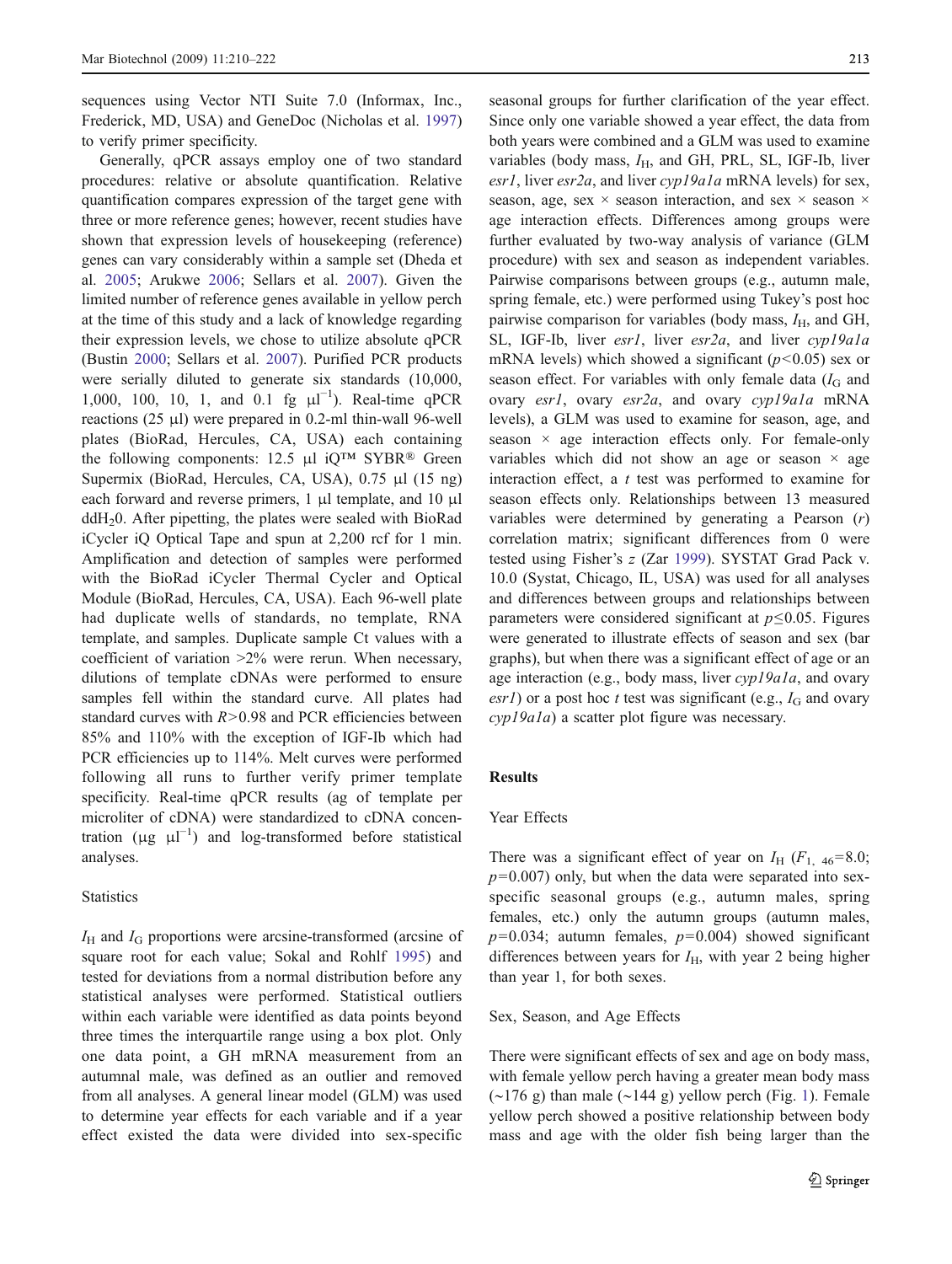sequences using Vector NTI Suite 7.0 (Informax, Inc., Frederick, MD, USA) and GeneDoc (Nicholas et al. 1997) to verify primer specificity.

Generally, qPCR assays employ one of two standard procedures: relative or absolute quantification. Relative quantification compares expression of the target gene with three or more reference genes; however, recent studies have shown that expression levels of housekeeping (reference) genes can vary considerably within a sample set (Dheda et al. 2005; Arukwe 2006; Sellars et al. 2007). Given the limited number of reference genes available in yellow perch at the time of this study and a lack of knowledge regarding their expression levels, we chose to utilize absolute qPCR (Bustin 2000; Sellars et al. 2007). Purified PCR products were serially diluted to generate six standards (10,000, 1,000, 100, 10, 1, and 0.1 fg $\mu l^{-1}$). Real-time qPCR reactions (25 µl) were prepared in 0.2-ml thin-wall 96-well plates (BioRad, Hercules, CA, USA) each containing the following components: 12.5 µl iQ™ SYBR® Green Supermix (BioRad, Hercules, CA, USA), 0.75 µl (15 ng) each forward and reverse primers, 1 µl template, and 10 µl $ddH_20$. After pipetting, the plates were sealed with BioRad iCycler iQ Optical Tape and spun at 2,200 rcf for 1 min. Amplification and detection of samples were performed with the BioRad iCycler Thermal Cycler and Optical Module (BioRad, Hercules, CA, USA). Each 96-well plate had duplicate wells of standards, no template, RNA template, and samples. Duplicate sample Ct values with a coefficient of variation >2% were rerun. When necessary, dilutions of template cDNAs were performed to ensure samples fell within the standard curve. All plates had standard curves with $R>0.98$ and PCR efficiencies between 85% and 110% with the exception of IGF-Ib which had PCR efficiencies up to 114%. Melt curves were performed following all runs to further verify primer template specificity. Real-time qPCR results (ag of template per microliter of cDNA) were standardized to cDNA concentration (µg $\mu l^{-1}$) and log-transformed before statistical analyses.

## Statistics

$I_H$ and $I_G$ proportions were arcsine-transformed (arcsine of square root for each value; Sokal and Rohlf 1995) and tested for deviations from a normal distribution before any statistical analyses were performed. Statistical outliers within each variable were identified as data points beyond three times the interquartile range using a box plot. Only one data point, a GH mRNA measurement from an autumnal male, was defined as an outlier and removed from all analyses. A general linear model (GLM) was used to determine year effects for each variable and if a year effect existed the data were divided into sex-specific seasonal groups for further clarification of the year effect. Since only one variable showed a year effect, the data from both years were combined and a GLM was used to examine variables (body mass, $I_H$, and GH, PRL, SL, IGF-Ib, liver *esr1*, liver *esr2a*, and liver *cyp19a1a* mRNA levels) for sex, season, age, sex × season interaction, and sex × season × age interaction effects. Differences among groups were further evaluated by two-way analysis of variance (GLM procedure) with sex and season as independent variables. Pairwise comparisons between groups (e.g., autumn male, spring female, etc.) were performed using Tukey's post hoc pairwise comparison for variables (body mass, $I_H$, and GH, SL, IGF-Ib, liver *esr1*, liver *esr2a*, and liver *cyp19a1a* mRNA levels) which showed a significant ($p<0.05$) sex or season effect. For variables with only female data ($I_G$ and ovary *esr1*, ovary *esr2a*, and ovary *cyp19a1a* mRNA levels), a GLM was used to examine for season, age, and season × age interaction effects only. For female-only variables which did not show an age or season × age interaction effect, a *t* test was performed to examine for season effects only. Relationships between 13 measured variables were determined by generating a Pearson (*r*) correlation matrix; significant differences from 0 were tested using Fisher's *z* (Zar 1999). SYSTAT Grad Pack v. 10.0 (Systat, Chicago, IL, USA) was used for all analyses and differences between groups and relationships between parameters were considered significant at $p\leq 0.05$. Figures were generated to illustrate effects of season and sex (bar graphs), but when there was a significant effect of age or an age interaction (e.g., body mass, liver *cyp19a1a*, and ovary *esr1*) or a post hoc *t* test was significant (e.g., $I_G$ and ovary *cyp19a1a*) a scatter plot figure was necessary.

# Results

## Year Effects

There was a significant effect of year on $I_H$ ($F_{1,\ 46}=8.0$; $p=0.007$) only, but when the data were separated into sex-specific seasonal groups (e.g., autumn males, spring females, etc.) only the autumn groups (autumn males, $p=0.034$; autumn females, $p=0.004$) showed significant differences between years for $I_H$, with year 2 being higher than year 1, for both sexes.

## Sex, Season, and Age Effects

There were significant effects of sex and age on body mass, with female yellow perch having a greater mean body mass (~176 g) than male (~144 g) yellow perch (Fig. 1). Female yellow perch showed a positive relationship between body mass and age with the older fish being larger than the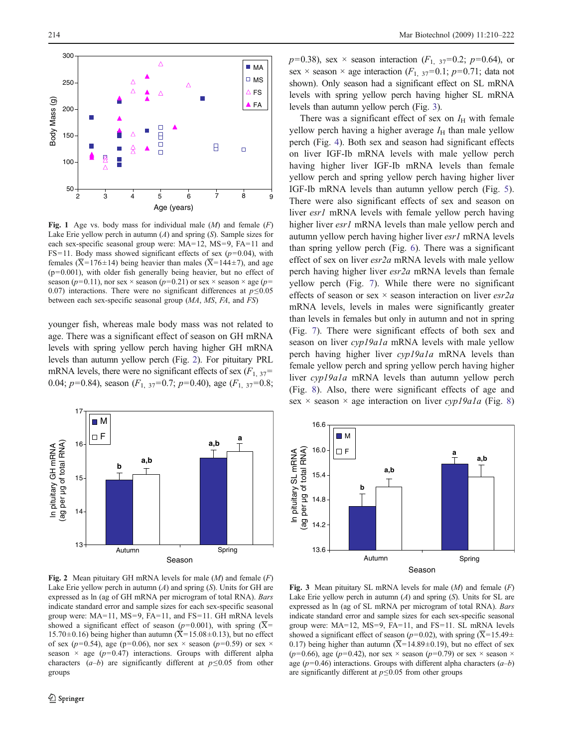300
250
200
150
100
50
2 3 4 5 6 7 8 9
Age (years)
Body Mass (g)
MA
MS
FS
FA

**Fig. 1** Age vs. body mass for individual male (*M*) and female (*F*) Lake Erie yellow perch in autumn (*A*) and spring (*S*). Sample sizes for each sex-specific seasonal group were: MA=12, MS=9, FA=11 and FS=11. Body mass showed significant effects of sex ($p$=0.04), with females ($\bar{X}$=176±14) being heavier than males ($\bar{X}$=144±7), and age ($p$=0.001), with older fish generally being heavier, but no effect of season ($p$=0.11), nor sex × season ($p$=0.21) or sex × season × age ($p$=0.07) interactions. There were no significant differences at $p \leq 0.05$ between each sex-specific seasonal group (*MA*, *MS*, *FA*, and *FS*)

younger fish, whereas male body mass was not related to age. There was a significant effect of season on GH mRNA levels with spring yellow perch having higher GH mRNA levels than autumn yellow perch (Fig. 2). For pituitary PRL mRNA levels, there were no significant effects of sex ($F_{1,\ 37}$=0.04; $p$=0.84), season ($F_{1,\ 37}$=0.7; $p$=0.40), age ($F_{1,\ 37}$=0.8; $p$=0.38), sex × season interaction ($F_{1,\ 37}$=0.2; $p$=0.64), or sex × season × age interaction ($F_{1,\ 37}$=0.1; $p$=0.71; data not shown). Only season had a significant effect on SL mRNA levels with spring yellow perch having higher SL mRNA levels than autumn yellow perch (Fig. 3).

There was a significant effect of sex on $I_H$ with female yellow perch having a higher average $I_H$ than male yellow perch (Fig. 4). Both sex and season had significant effects on liver IGF-Ib mRNA levels with male yellow perch having higher liver IGF-Ib mRNA levels than female yellow perch and spring yellow perch having higher liver IGF-Ib mRNA levels than autumn yellow perch (Fig. 5). There were also significant effects of sex and season on liver *esr1* mRNA levels with female yellow perch having higher liver *esr1* mRNA levels than male yellow perch and autumn yellow perch having higher liver *esr1* mRNA levels than spring yellow perch (Fig. 6). There was a significant effect of sex on liver *esr2a* mRNA levels with male yellow perch having higher liver *esr2a* mRNA levels than female yellow perch (Fig. 7). While there were no significant effects of season or sex × season interaction on liver *esr2a* mRNA levels, levels in males were significantly greater than levels in females but only in autumn and not in spring (Fig. 7). There were significant effects of both sex and season on liver *cyp19a1a* mRNA levels with male yellow perch having higher liver *cyp19a1a* mRNA levels than female yellow perch and spring yellow perch having higher liver *cyp19a1a* mRNA levels than autumn yellow perch (Fig. 8). Also, there were significant effects of age and sex × season × age interaction on liver *cyp19a1a* (Fig. 8)

17
16
15
14
13
M
F
b
a,b
a,b
a
Autumn
Spring
Season
ln pituitary GH mRNA (ag per µg of total RNA)

**Fig. 2** Mean pituitary GH mRNA levels for male (*M*) and female (*F*) Lake Erie yellow perch in autumn (*A*) and spring (*S*). Units for GH are expressed as ln (ag of GH mRNA per microgram of total RNA). *Bars* indicate standard error and sample sizes for each sex-specific seasonal group were: MA=11, MS=9, FA=11, and FS=11. GH mRNA levels showed a significant effect of season ($p$=0.001), with spring ($\bar{X}$=15.70±0.16) being higher than autumn ($\bar{X}$=15.08±0.13), but no effect of sex ($p$=0.54), age ($p$=0.06), nor sex × season ($p$=0.59) or sex × season × age ($p$=0.47) interactions. Groups with different alpha characters (*a*–*b*) are significantly different at $p \leq 0.05$ from other groups

16.6
16.0
15.4
14.8
14.2
13.6
M
F
b
a,b
a
a,b
Autumn
Spring
Season
ln pituitary SL mRNA (ag per µg of total RNA)

**Fig. 3** Mean pituitary SL mRNA levels for male (*M*) and female (*F*) Lake Erie yellow perch in autumn (*A*) and spring (*S*). Units for SL are expressed as ln (ag of SL mRNA per microgram of total RNA). *Bars* indicate standard error and sample sizes for each sex-specific seasonal group were: MA=12, MS=9, FA=11, and FS=11. SL mRNA levels showed a significant effect of season ($p$=0.02), with spring ($\bar{X}$=15.49±0.17) being higher than autumn ($\bar{X}$=14.89±0.19), but no effect of sex ($p$=0.66), age ($p$=0.42), nor sex × season ($p$=0.79) or sex × season × age ($p$=0.46) interactions. Groups with different alpha characters (*a*–*b*) are significantly different at $p \leq 0.05$ from other groups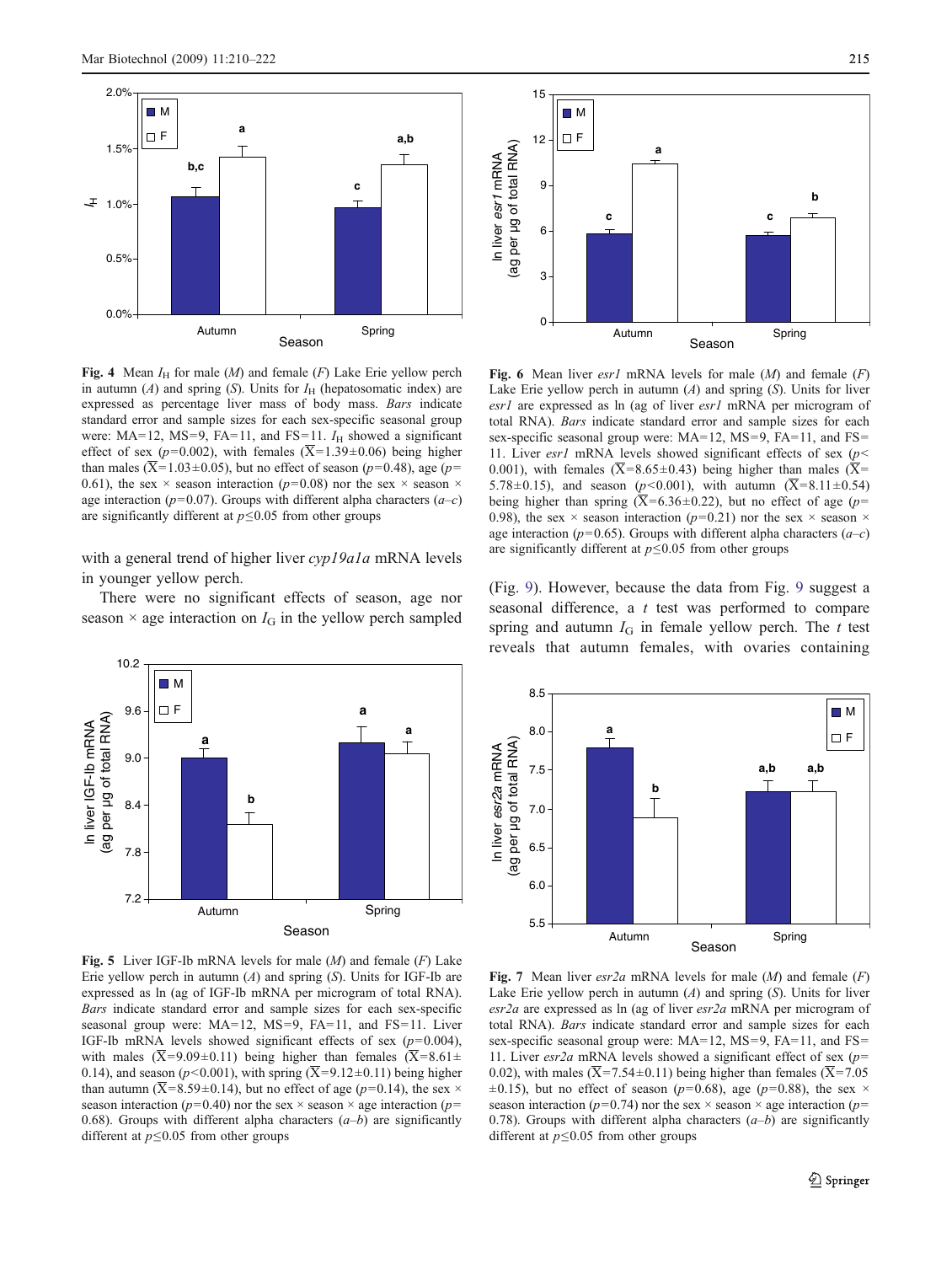2.0%
1.5%
1.0%
0.5%
0.0%
$I_H$
M
F
a
b,c
a,b
c
Autumn
Spring
Season

**Fig. 4** Mean $I_H$ for male (*M*) and female (*F*) Lake Erie yellow perch in autumn (*A*) and spring (*S*). Units for $I_H$ (hepatosomatic index) are expressed as percentage liver mass of body mass. *Bars* indicate standard error and sample sizes for each sex-specific seasonal group were: MA=12, MS=9, FA=11, and FS=11. $I_H$ showed a significant effect of sex ($p$=0.002), with females ($\overline{X}$=1.39±0.06) being higher than males ($\overline{X}$=1.03±0.05), but no effect of season ($p$=0.48), age ($p$=0.61), the sex × season interaction ($p$=0.08) nor the sex × season × age interaction ($p$=0.07). Groups with different alpha characters (*a–c*) are significantly different at $p \leq 0.05$ from other groups

with a general trend of higher liver *cyp19a1a* mRNA levels in younger yellow perch.

There were no significant effects of season, age nor season × age interaction on $I_G$ in the yellow perch sampled (Fig. 9). However, because the data from Fig. 9 suggest a seasonal difference, a *t* test was performed to compare spring and autumn $I_G$ in female yellow perch. The *t* test reveals that autumn females, with ovaries containing

15
12
9
6
3
0
ln liver *esr1* mRNA (ag per µg of total RNA)
M
F
a
c
b
c
Autumn
Spring
Season

**Fig. 6** Mean liver *esr1* mRNA levels for male (*M*) and female (*F*) Lake Erie yellow perch in autumn (*A*) and spring (*S*). Units for liver *esr1* are expressed as ln (ag of liver *esr1* mRNA per microgram of total RNA). *Bars* indicate standard error and sample sizes for each sex-specific seasonal group were: MA=12, MS=9, FA=11, and FS=11. Liver *esr1* mRNA levels showed significant effects of sex ($p$< 0.001), with females ($\overline{X}$=8.65±0.43) being higher than males ($\overline{X}$=5.78±0.15), and season ($p$<0.001), with autumn ($\overline{X}$=8.11±0.54) being higher than spring ($\overline{X}$=6.36±0.22), but no effect of age ($p$=0.98), the sex × season interaction ($p$=0.21) nor the sex × season × age interaction ($p$=0.65). Groups with different alpha characters (*a–c*) are significantly different at $p \leq 0.05$ from other groups

10.2
9.6
9.0
8.4
7.8
7.2
ln liver IGF-Ib mRNA (ag per µg of total RNA)
M
F
a
b
a
a
Autumn
Spring
Season

**Fig. 5** Liver IGF-Ib mRNA levels for male (*M*) and female (*F*) Lake Erie yellow perch in autumn (*A*) and spring (*S*). Units for IGF-Ib are expressed as ln (ag of IGF-Ib mRNA per microgram of total RNA). *Bars* indicate standard error and sample sizes for each sex-specific seasonal group were: MA=12, MS=9, FA=11, and FS=11. Liver IGF-Ib mRNA levels showed significant effects of sex ($p$=0.004), with males ($\overline{X}$=9.09±0.11) being higher than females ($\overline{X}$=8.61±0.14), and season ($p$<0.001), with spring ($\overline{X}$=9.12±0.11) being higher than autumn ($\overline{X}$=8.59±0.14), but no effect of age ($p$=0.14), the sex × season interaction ($p$=0.40) nor the sex × season × age interaction ($p$=0.68). Groups with different alpha characters (*a–b*) are significantly different at $p \leq 0.05$ from other groups

8.5
8.0
7.5
7.0
6.5
6.0
5.5
ln liver *esr2a* mRNA (ag per µg of total RNA)
M
F
a
b
a,b
a,b
Autumn
Spring
Season

**Fig. 7** Mean liver *esr2a* mRNA levels for male (*M*) and female (*F*) Lake Erie yellow perch in autumn (*A*) and spring (*S*). Units for liver *esr2a* are expressed as ln (ag of liver *esr2a* mRNA per microgram of total RNA). *Bars* indicate standard error and sample sizes for each sex-specific seasonal group were: MA=12, MS=9, FA=11, and FS=11. Liver *esr2a* mRNA levels showed a significant effect of sex ($p$=0.02), with males ($\overline{X}$=7.54±0.11) being higher than females ($\overline{X}$=7.05±0.15), but no effect of season ($p$=0.68), age ($p$=0.88), the sex × season interaction ($p$=0.74) nor the sex × season × age interaction ($p$=0.78). Groups with different alpha characters (*a–b*) are significantly different at $p \leq 0.05$ from other groups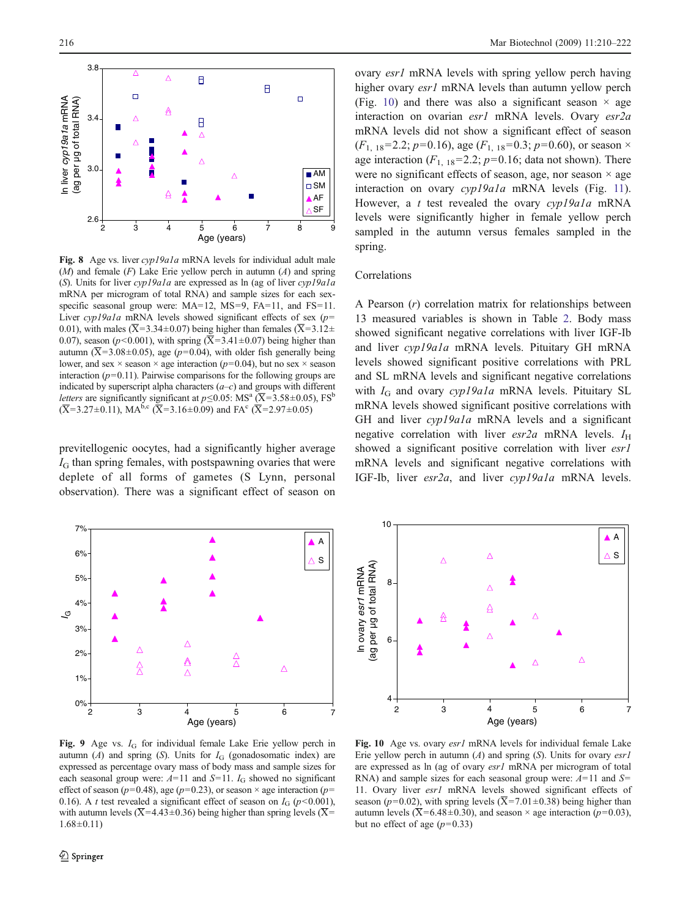3.8
3.4
3.0
2.6
ln liver *cyp19a1a* mRNA (ag per µg of total RNA)
2
3
4
5
6
7
8
9
Age (years)
AM
SM
AF
SF

**Fig. 8** Age vs. liver *cyp19a1a* mRNA levels for individual adult male (*M*) and female (*F*) Lake Erie yellow perch in autumn (*A*) and spring (*S*). Units for liver *cyp19a1a* are expressed as ln (ag of liver *cyp19a1a* mRNA per microgram of total RNA) and sample sizes for each sex-specific seasonal group were: MA=12, MS=9, FA=11, and FS=11. Liver *cyp19a1a* mRNA levels showed significant effects of sex ($p=0.01$), with males ($\overline{X}=3.34\pm0.07$) being higher than females ($\overline{X}=3.12\pm0.07$), season ($p<0.001$), with spring ($\overline{X}=3.41\pm0.07$) being higher than autumn ($\overline{X}=3.08\pm0.05$), age ($p=0.04$), with older fish generally being lower, and sex × season × age interaction ($p=0.04$), but no sex × season interaction ($p=0.11$). Pairwise comparisons for the following groups are indicated by superscript alpha characters (*a–c*) and groups with different *letters* are significantly significant at $p\leq0.05$: MS[a] ($\overline{X}=3.58\pm0.05$), FS[b] ($\overline{X}=3.27\pm0.11$), MA[b,c] ($\overline{X}=3.16\pm0.09$) and FA[c] ($\overline{X}=2.97\pm0.05$)

previtellogenic oocytes, had a significantly higher average $I_G$ than spring females, with postspawning ovaries that were deplete of all forms of gametes (S Lynn, personal observation). There was a significant effect of season on ovary *esr1* mRNA levels with spring yellow perch having higher ovary *esr1* mRNA levels than autumn yellow perch (Fig. 10) and there was also a significant season × age interaction on ovarian *esr1* mRNA levels. Ovary *esr2a* mRNA levels did not show a significant effect of season ($F_{1,\,18}=2.2$; $p=0.16$), age ($F_{1,\,18}=0.3$; $p=0.60$), or season × age interaction ($F_{1,\,18}=2.2$; $p=0.16$; data not shown). There were no significant effects of season, age, nor season × age interaction on ovary *cyp19a1a* mRNA levels (Fig. 11). However, a *t* test revealed the ovary *cyp19a1a* mRNA levels were significantly higher in female yellow perch sampled in the autumn versus females sampled in the spring.

## Correlations

A Pearson (*r*) correlation matrix for relationships between 13 measured variables is shown in Table 2. Body mass showed significant negative correlations with liver IGF-Ib and liver *cyp19a1a* mRNA levels. Pituitary GH mRNA levels showed significant positive correlations with PRL and SL mRNA levels and significant negative correlations with $I_G$ and ovary *cyp19a1a* mRNA levels. Pituitary SL mRNA levels showed significant positive correlations with GH and liver *cyp19a1a* mRNA levels and a significant negative correlation with liver *esr2a* mRNA levels. $I_H$ showed a significant positive correlation with liver *esr1* mRNA levels and significant negative correlations with IGF-Ib, liver *esr2a*, and liver *cyp19a1a* mRNA levels.

7%
6%
5%
4%
3%
2%
1%
0%
$I_G$
2
3
4
5
6
7
Age (years)
A
S

**Fig. 9** Age vs. $I_G$ for individual female Lake Erie yellow perch in autumn (*A*) and spring (*S*). Units for $I_G$ (gonadosomatic index) are expressed as percentage ovary mass of body mass and sample sizes for each seasonal group were: *A*=11 and *S*=11. $I_G$ showed no significant effect of season ($p=0.48$), age ($p=0.23$), or season × age interaction ($p=0.16$). A *t* test revealed a significant effect of season on $I_G$ ($p<0.001$), with autumn levels ($\overline{X}=4.43\pm0.36$) being higher than spring levels ($\overline{X}=1.68\pm0.11$)

10
8
6
4
ln ovary *esr1* mRNA (ag per µg of total RNA)
2
3
4
5
6
7
Age (years)
A
S

**Fig. 10** Age vs. ovary *esr1* mRNA levels for individual female Lake Erie yellow perch in autumn (*A*) and spring (*S*). Units for ovary *esr1* are expressed as ln (ag of ovary *esr1* mRNA per microgram of total RNA) and sample sizes for each seasonal group were: *A*=11 and *S*=11. Ovary liver *esr1* mRNA levels showed significant effects of season ($p=0.02$), with spring levels ($\overline{X}=7.01\pm0.38$) being higher than autumn levels ($\overline{X}=6.48\pm0.30$), and season × age interaction ($p=0.03$), but no effect of age ($p=0.33$)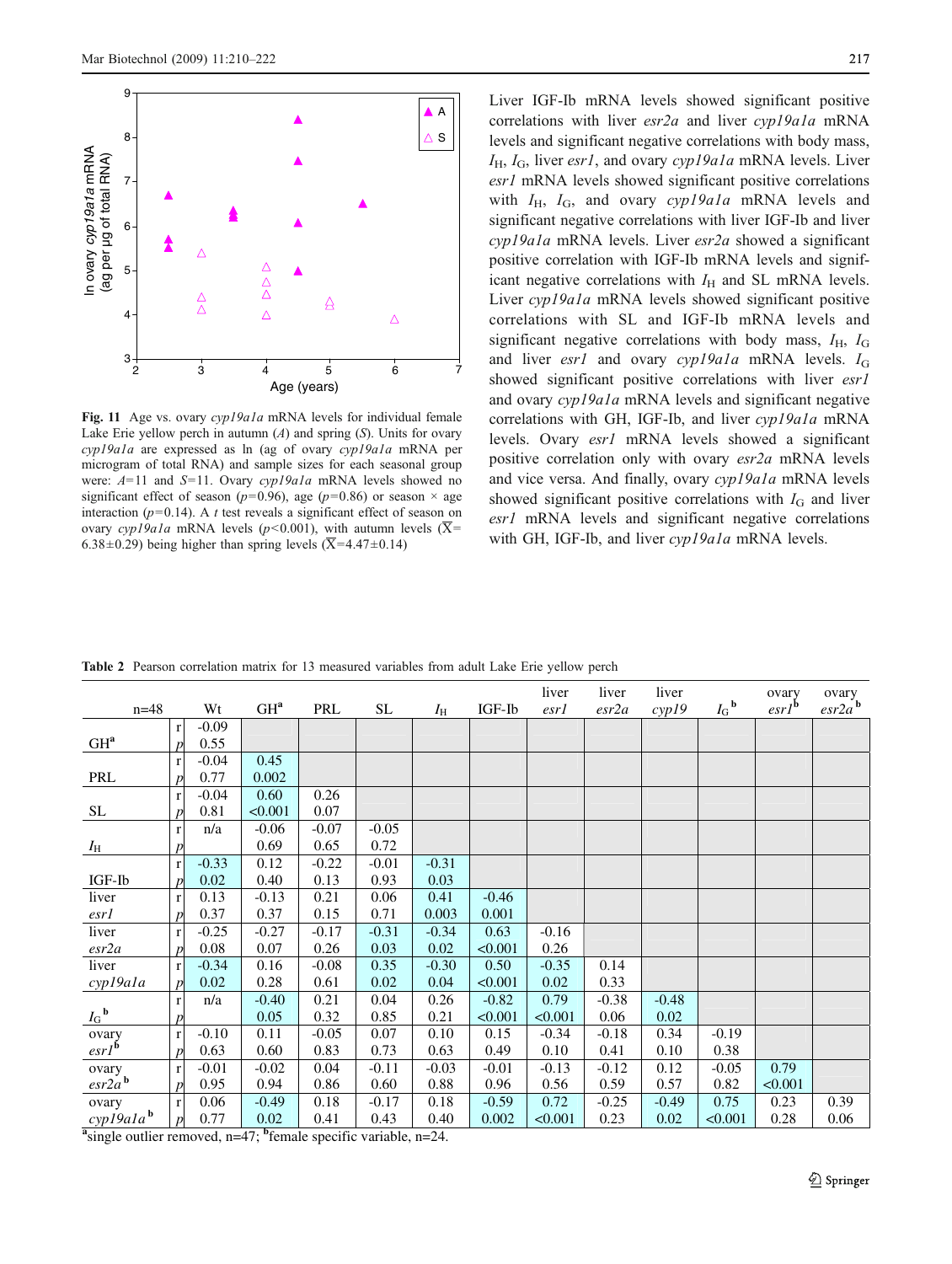**Fig. 11** Age vs. ovary *cyp19a1a* mRNA levels for individual female Lake Erie yellow perch in autumn (*A*) and spring (*S*). Units for ovary *cyp19a1a* are expressed as ln (ag of ovary *cyp19a1a* mRNA per microgram of total RNA) and sample sizes for each seasonal group were: *A*=11 and *S*=11. Ovary *cyp19a1a* mRNA levels showed no significant effect of season ($p$=0.96), age ($p$=0.86) or season × age interaction ($p$=0.14). A *t* test reveals a significant effect of season on ovary *cyp19a1a* mRNA levels ($p$<0.001), with autumn levels ($\overline{X}$= 6.38±0.29) being higher than spring levels ($\overline{X}$=4.47±0.14)

Liver IGF-Ib mRNA levels showed significant positive correlations with liver *esr2a* and liver *cyp19a1a* mRNA levels and significant negative correlations with body mass, $I_H$, $I_G$, liver *esr1*, and ovary *cyp19a1a* mRNA levels. Liver *esr1* mRNA levels showed significant positive correlations with $I_H$, $I_G$, and ovary *cyp19a1a* mRNA levels and significant negative correlations with liver IGF-Ib and liver *cyp19a1a* mRNA levels. Liver *esr2a* showed a significant positive correlation with IGF-Ib mRNA levels and significant negative correlations with $I_H$ and SL mRNA levels. Liver *cyp19a1a* mRNA levels showed significant positive correlations with SL and IGF-Ib mRNA levels and significant negative correlations with body mass, $I_H$, $I_G$ and liver *esr1* and ovary *cyp19a1a* mRNA levels. $I_G$ showed significant positive correlations with liver *esr1* and ovary *cyp19a1a* mRNA levels and significant negative correlations with GH, IGF-Ib, and liver *cyp19a1a* mRNA levels. Ovary *esr1* mRNA levels showed a significant positive correlation only with ovary *esr2a* mRNA levels and vice versa. And finally, ovary *cyp19a1a* mRNA levels showed significant positive correlations with $I_G$ and liver *esr1* mRNA levels and significant negative correlations with GH, IGF-Ib, and liver *cyp19a1a* mRNA levels.

**Table 2** Pearson correlation matrix for 13 measured variables from adult Lake Erie yellow perch

| n=48 | | Wt | GH[a] | PRL | SL | $I_H$ | IGF-Ib | liver *esr1* | liver *esr2a* | liver *cyp19* | $I_G$ [b] | ovary *esr1*[b] | ovary *esr2a*[b] |
|---|---|---|---|---|---|---|---|---|---|---|---|---|---|
| GH[a] | r | -0.09 | | | | | | | | | | | |
| | *p* | 0.55 | | | | | | | | | | | |
| PRL | r | -0.04 | 0.45 | | | | | | | | | | |
| | *p* | 0.77 | 0.002 | | | | | | | | | | |
| SL | r | -0.04 | 0.60 | 0.26 | | | | | | | | | |
| | *p* | 0.81 | <0.001 | 0.07 | | | | | | | | | |
| $I_H$ | r | n/a | -0.06 | -0.07 | -0.05 | | | | | | | | |
| | *p* | | 0.69 | 0.65 | 0.72 | | | | | | | | |
| IGF-Ib | r | -0.33 | 0.12 | -0.22 | -0.01 | -0.31 | | | | | | | |
| | *p* | 0.02 | 0.40 | 0.13 | 0.93 | 0.03 | | | | | | | |
| liver *esr1* | r | 0.13 | -0.13 | 0.21 | 0.06 | 0.41 | -0.46 | | | | | | |
| | *p* | 0.37 | 0.37 | 0.15 | 0.71 | 0.003 | 0.001 | | | | | | |
| liver *esr2a* | r | -0.25 | -0.27 | -0.17 | -0.31 | -0.34 | 0.63 | -0.16 | | | | | |
| | *p* | 0.08 | 0.07 | 0.26 | 0.03 | 0.02 | <0.001 | 0.26 | | | | | |
| liver *cyp19a1a* | r | -0.34 | 0.16 | -0.08 | 0.35 | -0.30 | 0.50 | -0.35 | 0.14 | | | | |
| | *p* | 0.02 | 0.28 | 0.61 | 0.02 | 0.04 | <0.001 | 0.02 | 0.33 | | | | |
| $I_G$ [b] | r | n/a | -0.40 | 0.21 | 0.04 | 0.26 | -0.82 | 0.79 | -0.38 | -0.48 | | | |
| | *p* | | 0.05 | 0.32 | 0.85 | 0.21 | <0.001 | <0.001 | 0.06 | 0.02 | | | |
| ovary *esr1*[b] | r | -0.10 | 0.11 | -0.05 | 0.07 | 0.10 | 0.15 | -0.34 | -0.18 | 0.34 | -0.19 | | |
| | *p* | 0.63 | 0.60 | 0.83 | 0.73 | 0.63 | 0.49 | 0.10 | 0.41 | 0.10 | 0.38 | | |
| ovary *esr2a*[b] | r | -0.01 | -0.02 | 0.04 | -0.11 | -0.03 | -0.01 | -0.13 | -0.12 | 0.12 | -0.05 | 0.79 | |
| | *p* | 0.95 | 0.94 | 0.86 | 0.60 | 0.88 | 0.96 | 0.56 | 0.59 | 0.57 | 0.82 | <0.001 | |
| ovary *cyp19a1a*[b] | r | 0.06 | -0.49 | 0.18 | -0.17 | 0.18 | -0.59 | 0.72 | -0.25 | -0.49 | 0.75 | 0.23 | 0.39 |
| | *p* | 0.77 | 0.02 | 0.41 | 0.43 | 0.40 | 0.002 | <0.001 | 0.23 | 0.02 | <0.001 | 0.28 | 0.06 |

[a]single outlier removed, n=47; [b]female specific variable, n=24.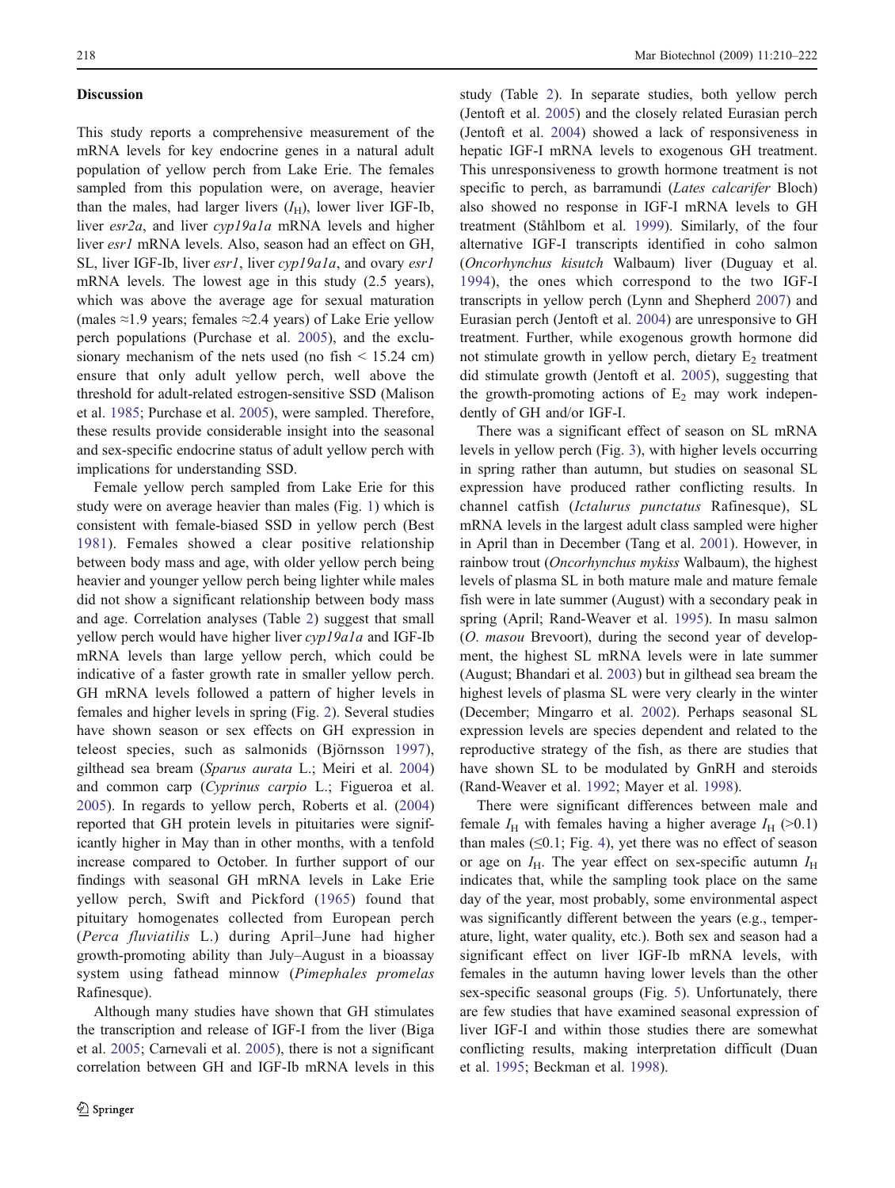## Discussion

This study reports a comprehensive measurement of the mRNA levels for key endocrine genes in a natural adult population of yellow perch from Lake Erie. The females sampled from this population were, on average, heavier than the males, had larger livers ($I_H$), lower liver IGF-Ib, liver *esr2a*, and liver *cyp19a1a* mRNA levels and higher liver *esr1* mRNA levels. Also, season had an effect on GH, SL, liver IGF-Ib, liver *esr1*, liver *cyp19a1a*, and ovary *esr1* mRNA levels. The lowest age in this study (2.5 years), which was above the average age for sexual maturation (males ≈1.9 years; females ≈2.4 years) of Lake Erie yellow perch populations (Purchase et al. 2005), and the exclusionary mechanism of the nets used (no fish < 15.24 cm) ensure that only adult yellow perch, well above the threshold for adult-related estrogen-sensitive SSD (Malison et al. 1985; Purchase et al. 2005), were sampled. Therefore, these results provide considerable insight into the seasonal and sex-specific endocrine status of adult yellow perch with implications for understanding SSD.

Female yellow perch sampled from Lake Erie for this study were on average heavier than males (Fig. 1) which is consistent with female-biased SSD in yellow perch (Best 1981). Females showed a clear positive relationship between body mass and age, with older yellow perch being heavier and younger yellow perch being lighter while males did not show a significant relationship between body mass and age. Correlation analyses (Table 2) suggest that small yellow perch would have higher liver *cyp19a1a* and IGF-Ib mRNA levels than large yellow perch, which could be indicative of a faster growth rate in smaller yellow perch. GH mRNA levels followed a pattern of higher levels in females and higher levels in spring (Fig. 2). Several studies have shown season or sex effects on GH expression in teleost species, such as salmonids (Björnsson 1997), gilthead sea bream (*Sparus aurata* L.; Meiri et al. 2004) and common carp (*Cyprinus carpio* L.; Figueroa et al. 2005). In regards to yellow perch, Roberts et al. (2004) reported that GH protein levels in pituitaries were significantly higher in May than in other months, with a tenfold increase compared to October. In further support of our findings with seasonal GH mRNA levels in Lake Erie yellow perch, Swift and Pickford (1965) found that pituitary homogenates collected from European perch (*Perca fluviatilis* L.) during April–June had higher growth-promoting ability than July–August in a bioassay system using fathead minnow (*Pimephales promelas* Rafinesque).

Although many studies have shown that GH stimulates the transcription and release of IGF-I from the liver (Biga et al. 2005; Carnevali et al. 2005), there is not a significant correlation between GH and IGF-Ib mRNA levels in this study (Table 2). In separate studies, both yellow perch (Jentoft et al. 2005) and the closely related Eurasian perch (Jentoft et al. 2004) showed a lack of responsiveness in hepatic IGF-I mRNA levels to exogenous GH treatment. This unresponsiveness to growth hormone treatment is not specific to perch, as barramundi (*Lates calcarifer* Bloch) also showed no response in IGF-I mRNA levels to GH treatment (Ståhlbom et al. 1999). Similarly, of the four alternative IGF-I transcripts identified in coho salmon (*Oncorhynchus kisutch* Walbaum) liver (Duguay et al. 1994), the ones which correspond to the two IGF-I transcripts in yellow perch (Lynn and Shepherd 2007) and Eurasian perch (Jentoft et al. 2004) are unresponsive to GH treatment. Further, while exogenous growth hormone did not stimulate growth in yellow perch, dietary $E_2$ treatment did stimulate growth (Jentoft et al. 2005), suggesting that the growth-promoting actions of $E_2$ may work independently of GH and/or IGF-I.

There was a significant effect of season on SL mRNA levels in yellow perch (Fig. 3), with higher levels occurring in spring rather than autumn, but studies on seasonal SL expression have produced rather conflicting results. In channel catfish (*Ictalurus punctatus* Rafinesque), SL mRNA levels in the largest adult class sampled were higher in April than in December (Tang et al. 2001). However, in rainbow trout (*Oncorhynchus mykiss* Walbaum), the highest levels of plasma SL in both mature male and mature female fish were in late summer (August) with a secondary peak in spring (April; Rand-Weaver et al. 1995). In masu salmon (*O. masou* Brevoort), during the second year of development, the highest SL mRNA levels were in late summer (August; Bhandari et al. 2003) but in gilthead sea bream the highest levels of plasma SL were very clearly in the winter (December; Mingarro et al. 2002). Perhaps seasonal SL expression levels are species dependent and related to the reproductive strategy of the fish, as there are studies that have shown SL to be modulated by GnRH and steroids (Rand-Weaver et al. 1992; Mayer et al. 1998).

There were significant differences between male and female $I_H$ with females having a higher average $I_H$ (>0.1) than males (≤0.1; Fig. 4), yet there was no effect of season or age on $I_H$. The year effect on sex-specific autumn $I_H$ indicates that, while the sampling took place on the same day of the year, most probably, some environmental aspect was significantly different between the years (e.g., temperature, light, water quality, etc.). Both sex and season had a significant effect on liver IGF-Ib mRNA levels, with females in the autumn having lower levels than the other sex-specific seasonal groups (Fig. 5). Unfortunately, there are few studies that have examined seasonal expression of liver IGF-I and within those studies there are somewhat conflicting results, making interpretation difficult (Duan et al. 1995; Beckman et al. 1998).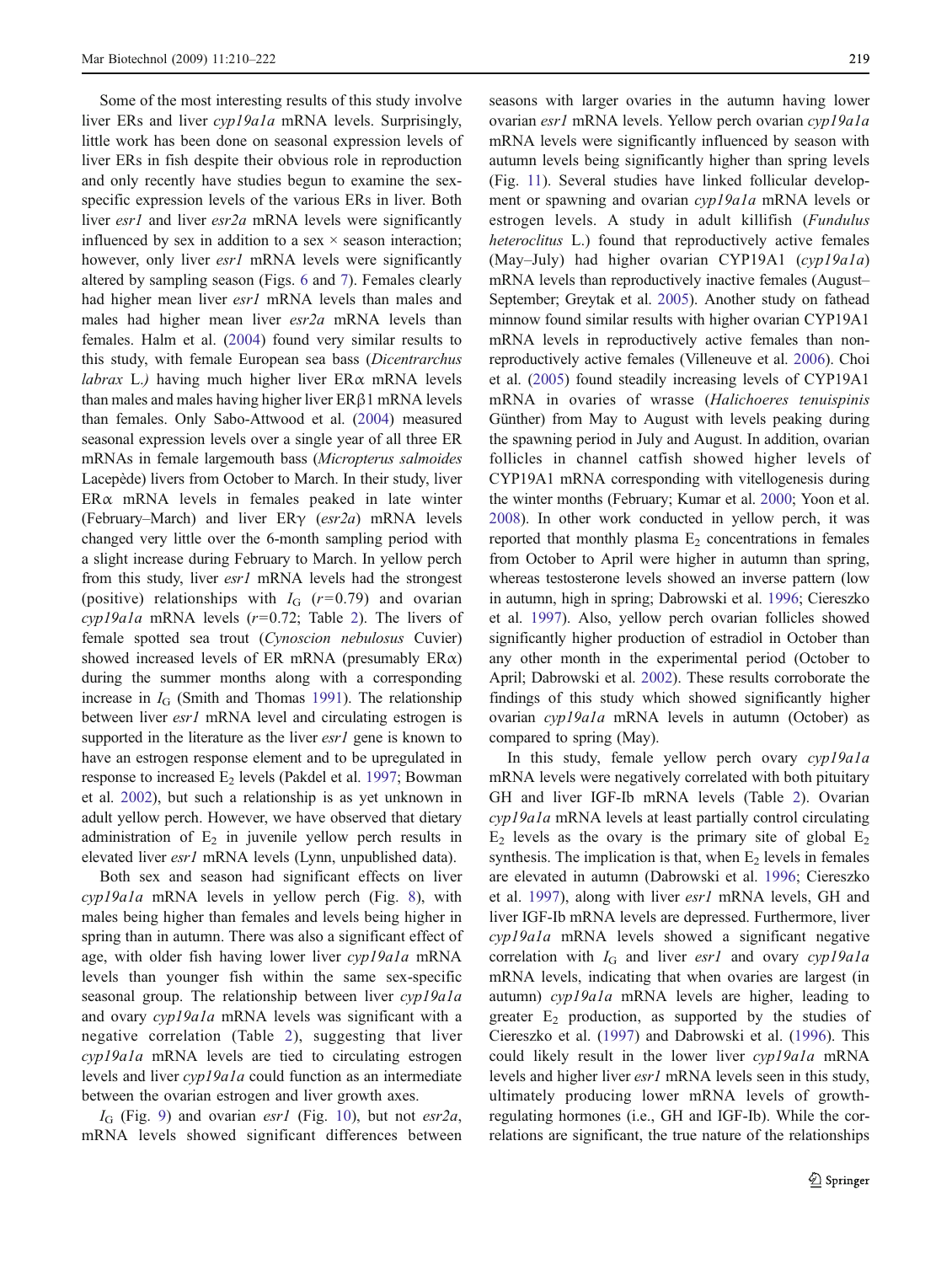Some of the most interesting results of this study involve liver ERs and liver *cyp19a1a* mRNA levels. Surprisingly, little work has been done on seasonal expression levels of liver ERs in fish despite their obvious role in reproduction and only recently have studies begun to examine the sex-specific expression levels of the various ERs in liver. Both liver *esr1* and liver *esr2a* mRNA levels were significantly influenced by sex in addition to a sex × season interaction; however, only liver *esr1* mRNA levels were significantly altered by sampling season (Figs. 6 and 7). Females clearly had higher mean liver *esr1* mRNA levels than males and males had higher mean liver *esr2a* mRNA levels than females. Halm et al. (2004) found very similar results to this study, with female European sea bass (*Dicentrarchus labrax* L.) having much higher liver ERα mRNA levels than males and males having higher liver ERβ1 mRNA levels than females. Only Sabo-Attwood et al. (2004) measured seasonal expression levels over a single year of all three ER mRNAs in female largemouth bass (*Micropterus salmoides* Lacepède) livers from October to March. In their study, liver ERα mRNA levels in females peaked in late winter (February–March) and liver ERγ (*esr2a*) mRNA levels changed very little over the 6-month sampling period with a slight increase during February to March. In yellow perch from this study, liver *esr1* mRNA levels had the strongest (positive) relationships with $I_G$ ($r=0.79$) and ovarian *cyp19a1a* mRNA levels ($r=0.72$; Table 2). The livers of female spotted sea trout (*Cynoscion nebulosus* Cuvier) showed increased levels of ER mRNA (presumably ERα) during the summer months along with a corresponding increase in $I_G$ (Smith and Thomas 1991). The relationship between liver *esr1* mRNA level and circulating estrogen is supported in the literature as the liver *esr1* gene is known to have an estrogen response element and to be upregulated in response to increased $E_2$ levels (Pakdel et al. 1997; Bowman et al. 2002), but such a relationship is as yet unknown in adult yellow perch. However, we have observed that dietary administration of $E_2$ in juvenile yellow perch results in elevated liver *esr1* mRNA levels (Lynn, unpublished data).

Both sex and season had significant effects on liver *cyp19a1a* mRNA levels in yellow perch (Fig. 8), with males being higher than females and levels being higher in spring than in autumn. There was also a significant effect of age, with older fish having lower liver *cyp19a1a* mRNA levels than younger fish within the same sex-specific seasonal group. The relationship between liver *cyp19a1a* and ovary *cyp19a1a* mRNA levels was significant with a negative correlation (Table 2), suggesting that liver *cyp19a1a* mRNA levels are tied to circulating estrogen levels and liver *cyp19a1a* could function as an intermediate between the ovarian estrogen and liver growth axes.

$I_G$ (Fig. 9) and ovarian *esr1* (Fig. 10), but not *esr2a*, mRNA levels showed significant differences between seasons with larger ovaries in the autumn having lower ovarian *esr1* mRNA levels. Yellow perch ovarian *cyp19a1a* mRNA levels were significantly influenced by season with autumn levels being significantly higher than spring levels (Fig. 11). Several studies have linked follicular development or spawning and ovarian *cyp19a1a* mRNA levels or estrogen levels. A study in adult killifish (*Fundulus heteroclitus* L.) found that reproductively active females (May–July) had higher ovarian CYP19A1 (*cyp19a1a*) mRNA levels than reproductively inactive females (August–September; Greytak et al. 2005). Another study on fathead minnow found similar results with higher ovarian CYP19A1 mRNA levels in reproductively active females than non-reproductively active females (Villeneuve et al. 2006). Choi et al. (2005) found steadily increasing levels of CYP19A1 mRNA in ovaries of wrasse (*Halichoeres tenuispinis* Günther) from May to August with levels peaking during the spawning period in July and August. In addition, ovarian follicles in channel catfish showed higher levels of CYP19A1 mRNA corresponding with vitellogenesis during the winter months (February; Kumar et al. 2000; Yoon et al. 2008). In other work conducted in yellow perch, it was reported that monthly plasma $E_2$ concentrations in females from October to April were higher in autumn than spring, whereas testosterone levels showed an inverse pattern (low in autumn, high in spring; Dabrowski et al. 1996; Ciereszko et al. 1997). Also, yellow perch ovarian follicles showed significantly higher production of estradiol in October than any other month in the experimental period (October to April; Dabrowski et al. 2002). These results corroborate the findings of this study which showed significantly higher ovarian *cyp19a1a* mRNA levels in autumn (October) as compared to spring (May).

In this study, female yellow perch ovary *cyp19a1a* mRNA levels were negatively correlated with both pituitary GH and liver IGF-Ib mRNA levels (Table 2). Ovarian *cyp19a1a* mRNA levels at least partially control circulating $E_2$ levels as the ovary is the primary site of global $E_2$ synthesis. The implication is that, when $E_2$ levels in females are elevated in autumn (Dabrowski et al. 1996; Ciereszko et al. 1997), along with liver *esr1* mRNA levels, GH and liver IGF-Ib mRNA levels are depressed. Furthermore, liver *cyp19a1a* mRNA levels showed a significant negative correlation with $I_G$ and liver *esr1* and ovary *cyp19a1a* mRNA levels, indicating that when ovaries are largest (in autumn) *cyp19a1a* mRNA levels are higher, leading to greater $E_2$ production, as supported by the studies of Ciereszko et al. (1997) and Dabrowski et al. (1996). This could likely result in the lower liver *cyp19a1a* mRNA levels and higher liver *esr1* mRNA levels seen in this study, ultimately producing lower mRNA levels of growth-regulating hormones (i.e., GH and IGF-Ib). While the correlations are significant, the true nature of the relationships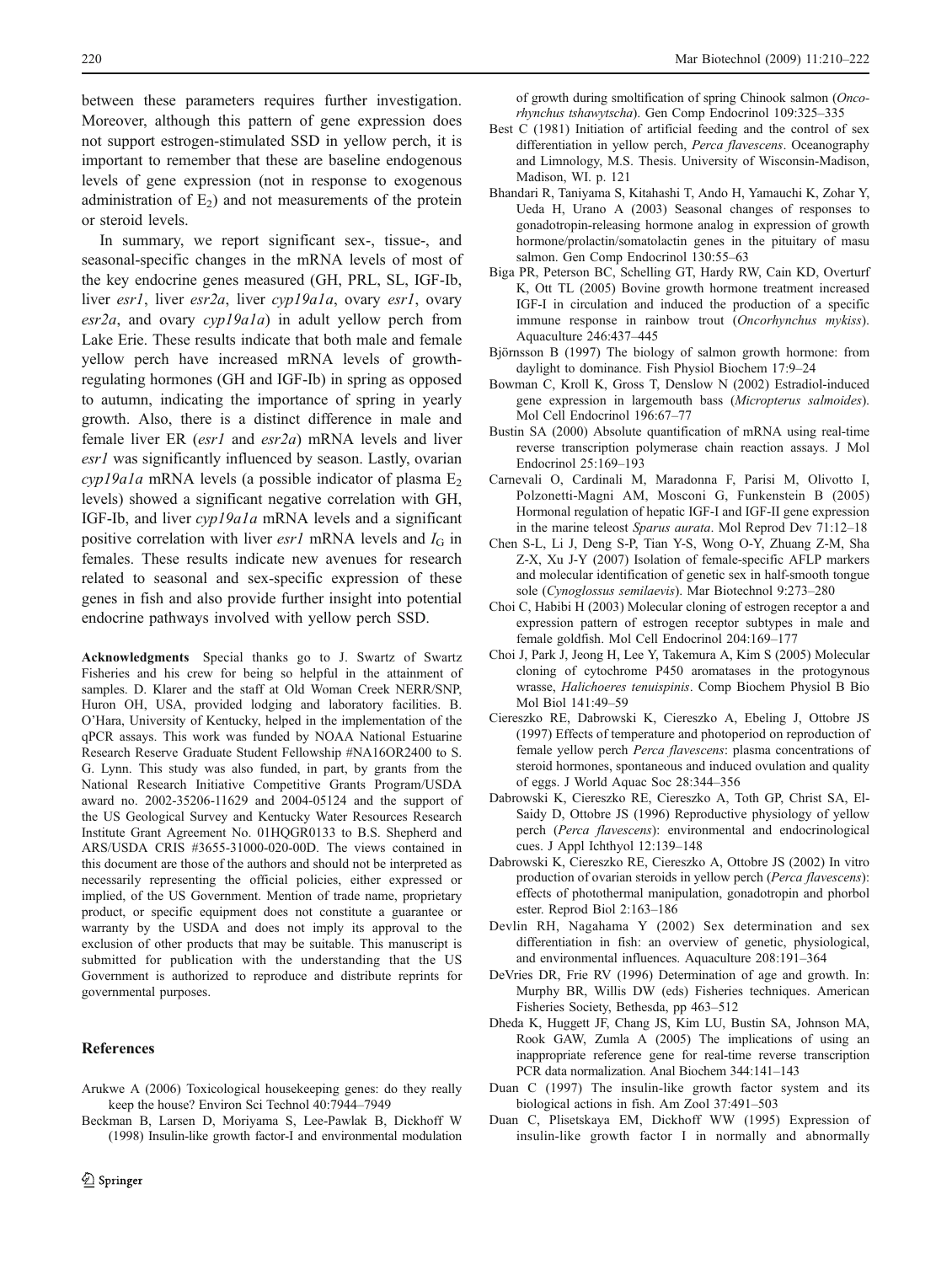between these parameters requires further investigation. Moreover, although this pattern of gene expression does not support estrogen-stimulated SSD in yellow perch, it is important to remember that these are baseline endogenous levels of gene expression (not in response to exogenous administration of $E_2$) and not measurements of the protein or steroid levels.

In summary, we report significant sex-, tissue-, and seasonal-specific changes in the mRNA levels of most of the key endocrine genes measured (GH, PRL, SL, IGF-Ib, liver *esr1*, liver *esr2a*, liver *cyp19a1a*, ovary *esr1*, ovary *esr2a*, and ovary *cyp19a1a*) in adult yellow perch from Lake Erie. These results indicate that both male and female yellow perch have increased mRNA levels of growth-regulating hormones (GH and IGF-Ib) in spring as opposed to autumn, indicating the importance of spring in yearly growth. Also, there is a distinct difference in male and female liver ER (*esr1* and *esr2a*) mRNA levels and liver *esr1* was significantly influenced by season. Lastly, ovarian *cyp19a1a* mRNA levels (a possible indicator of plasma $E_2$ levels) showed a significant negative correlation with GH, IGF-Ib, and liver *cyp19a1a* mRNA levels and a significant positive correlation with liver *esr1* mRNA levels and $I_G$ in females. These results indicate new avenues for research related to seasonal and sex-specific expression of these genes in fish and also provide further insight into potential endocrine pathways involved with yellow perch SSD.

**Acknowledgments** Special thanks go to J. Swartz of Swartz Fisheries and his crew for being so helpful in the attainment of samples. D. Klarer and the staff at Old Woman Creek NERR/SNP, Huron OH, USA, provided lodging and laboratory facilities. B. O'Hara, University of Kentucky, helped in the implementation of the qPCR assays. This work was funded by NOAA National Estuarine Research Reserve Graduate Student Fellowship #NA16OR2400 to S. G. Lynn. This study was also funded, in part, by grants from the National Research Initiative Competitive Grants Program/USDA award no. 2002-35206-11629 and 2004-05124 and the support of the US Geological Survey and Kentucky Water Resources Research Institute Grant Agreement No. 01HQGR0133 to B.S. Shepherd and ARS/USDA CRIS #3655-31000-020-00D. The views contained in this document are those of the authors and should not be interpreted as necessarily representing the official policies, either expressed or implied, of the US Government. Mention of trade name, proprietary product, or specific equipment does not constitute a guarantee or warranty by the USDA and does not imply its approval to the exclusion of other products that may be suitable. This manuscript is submitted for publication with the understanding that the US Government is authorized to reproduce and distribute reprints for governmental purposes.

## References

Arukwe A (2006) Toxicological housekeeping genes: do they really keep the house? Environ Sci Technol 40:7944–7949

Beckman B, Larsen D, Moriyama S, Lee-Pawlak B, Dickhoff W (1998) Insulin-like growth factor-I and environmental modulation of growth during smoltification of spring Chinook salmon (*Oncorhynchus tshawytscha*). Gen Comp Endocrinol 109:325–335

Best C (1981) Initiation of artificial feeding and the control of sex differentiation in yellow perch, *Perca flavescens*. Oceanography and Limnology, M.S. Thesis. University of Wisconsin-Madison, Madison, WI. p. 121

Bhandari R, Taniyama S, Kitahashi T, Ando H, Yamauchi K, Zohar Y, Ueda H, Urano A (2003) Seasonal changes of responses to gonadotropin-releasing hormone analog in expression of growth hormone/prolactin/somatolactin genes in the pituitary of masu salmon. Gen Comp Endocrinol 130:55–63

Biga PR, Peterson BC, Schelling GT, Hardy RW, Cain KD, Overturf K, Ott TL (2005) Bovine growth hormone treatment increased IGF-I in circulation and induced the production of a specific immune response in rainbow trout (*Oncorhynchus mykiss*). Aquaculture 246:437–445

Björnsson B (1997) The biology of salmon growth hormone: from daylight to dominance. Fish Physiol Biochem 17:9–24

Bowman C, Kroll K, Gross T, Denslow N (2002) Estradiol-induced gene expression in largemouth bass (*Micropterus salmoides*). Mol Cell Endocrinol 196:67–77

Bustin SA (2000) Absolute quantification of mRNA using real-time reverse transcription polymerase chain reaction assays. J Mol Endocrinol 25:169–193

Carnevali O, Cardinali M, Maradonna F, Parisi M, Olivotto I, Polzonetti-Magni AM, Mosconi G, Funkenstein B (2005) Hormonal regulation of hepatic IGF-I and IGF-II gene expression in the marine teleost *Sparus aurata*. Mol Reprod Dev 71:12–18

Chen S-L, Li J, Deng S-P, Tian Y-S, Wong O-Y, Zhuang Z-M, Sha Z-X, Xu J-Y (2007) Isolation of female-specific AFLP markers and molecular identification of genetic sex in half-smooth tongue sole (*Cynoglossus semilaevis*). Mar Biotechnol 9:273–280

Choi C, Habibi H (2003) Molecular cloning of estrogen receptor a and expression pattern of estrogen receptor subtypes in male and female goldfish. Mol Cell Endocrinol 204:169–177

Choi J, Park J, Jeong H, Lee Y, Takemura A, Kim S (2005) Molecular cloning of cytochrome P450 aromatases in the protogynous wrasse, *Halichoeres tenuispinis*. Comp Biochem Physiol B Bio Mol Biol 141:49–59

Ciereszko RE, Dabrowski K, Ciereszko A, Ebeling J, Ottobre JS (1997) Effects of temperature and photoperiod on reproduction of female yellow perch *Perca flavescens*: plasma concentrations of steroid hormones, spontaneous and induced ovulation and quality of eggs. J World Aquac Soc 28:344–356

Dabrowski K, Ciereszko RE, Ciereszko A, Toth GP, Christ SA, El-Saidy D, Ottobre JS (1996) Reproductive physiology of yellow perch (*Perca flavescens*): environmental and endocrinological cues. J Appl Ichthyol 12:139–148

Dabrowski K, Ciereszko RE, Ciereszko A, Ottobre JS (2002) In vitro production of ovarian steroids in yellow perch (*Perca flavescens*): effects of photothermal manipulation, gonadotropin and phorbol ester. Reprod Biol 2:163–186

Devlin RH, Nagahama Y (2002) Sex determination and sex differentiation in fish: an overview of genetic, physiological, and environmental influences. Aquaculture 208:191–364

DeVries DR, Frie RV (1996) Determination of age and growth. In: Murphy BR, Willis DW (eds) Fisheries techniques. American Fisheries Society, Bethesda, pp 463–512

Dheda K, Huggett JF, Chang JS, Kim LU, Bustin SA, Johnson MA, Rook GAW, Zumla A (2005) The implications of using an inappropriate reference gene for real-time reverse transcription PCR data normalization. Anal Biochem 344:141–143

Duan C (1997) The insulin-like growth factor system and its biological actions in fish. Am Zool 37:491–503

Duan C, Plisetskaya EM, Dickhoff WW (1995) Expression of insulin-like growth factor I in normally and abnormally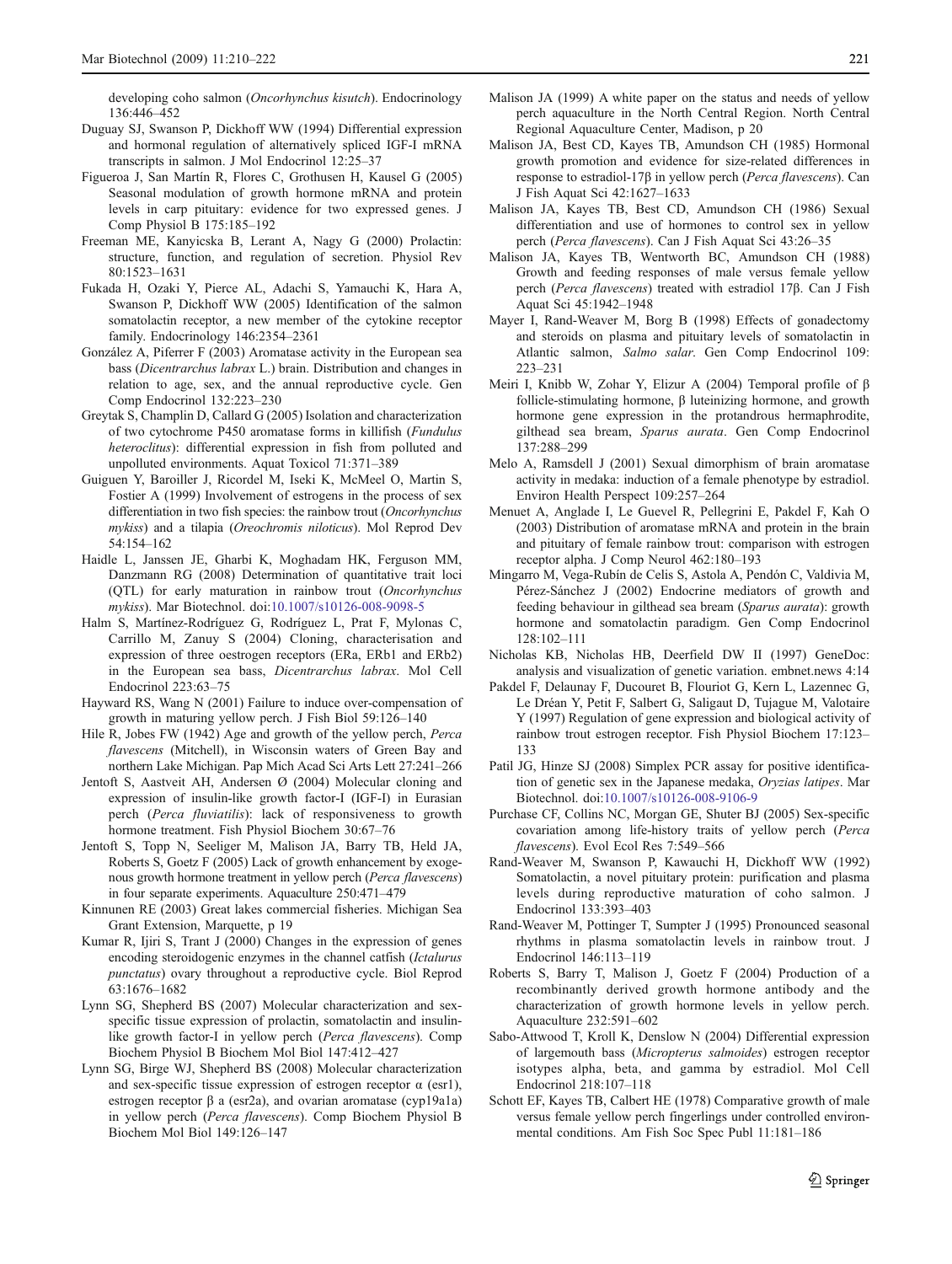developing coho salmon (*Oncorhynchus kisutch*). Endocrinology 136:446–452

Duguay SJ, Swanson P, Dickhoff WW (1994) Differential expression and hormonal regulation of alternatively spliced IGF-I mRNA transcripts in salmon. J Mol Endocrinol 12:25–37

Figueroa J, San Martín R, Flores C, Grothusen H, Kausel G (2005) Seasonal modulation of growth hormone mRNA and protein levels in carp pituitary: evidence for two expressed genes. J Comp Physiol B 175:185–192

Freeman ME, Kanyicska B, Lerant A, Nagy G (2000) Prolactin: structure, function, and regulation of secretion. Physiol Rev 80:1523–1631

Fukada H, Ozaki Y, Pierce AL, Adachi S, Yamauchi K, Hara A, Swanson P, Dickhoff WW (2005) Identification of the salmon somatolactin receptor, a new member of the cytokine receptor family. Endocrinology 146:2354–2361

González A, Piferrer F (2003) Aromatase activity in the European sea bass (*Dicentrarchus labrax* L.) brain. Distribution and changes in relation to age, sex, and the annual reproductive cycle. Gen Comp Endocrinol 132:223–230

Greytak S, Champlin D, Callard G (2005) Isolation and characterization of two cytochrome P450 aromatase forms in killifish (*Fundulus heteroclitus*): differential expression in fish from polluted and unpolluted environments. Aquat Toxicol 71:371–389

Guiguen Y, Baroiller J, Ricordel M, Iseki K, McMeel O, Martin S, Fostier A (1999) Involvement of estrogens in the process of sex differentiation in two fish species: the rainbow trout (*Oncorhynchus mykiss*) and a tilapia (*Oreochromis niloticus*). Mol Reprod Dev 54:154–162

Haidle L, Janssen JE, Gharbi K, Moghadam HK, Ferguson MM, Danzmann RG (2008) Determination of quantitative trait loci (QTL) for early maturation in rainbow trout (*Oncorhynchus mykiss*). Mar Biotechnol. doi:10.1007/s10126-008-9098-5

Halm S, Martínez-Rodríguez G, Rodríguez L, Prat F, Mylonas C, Carrillo M, Zanuy S (2004) Cloning, characterisation and expression of three oestrogen receptors (ERa, ERb1 and ERb2) in the European sea bass, *Dicentrarchus labrax*. Mol Cell Endocrinol 223:63–75

Hayward RS, Wang N (2001) Failure to induce over-compensation of growth in maturing yellow perch. J Fish Biol 59:126–140

Hile R, Jobes FW (1942) Age and growth of the yellow perch, *Perca flavescens* (Mitchell), in Wisconsin waters of Green Bay and northern Lake Michigan. Pap Mich Acad Sci Arts Lett 27:241–266

Jentoft S, Aastveit AH, Andersen Ø (2004) Molecular cloning and expression of insulin-like growth factor-I (IGF-I) in Eurasian perch (*Perca fluviatilis*): lack of responsiveness to growth hormone treatment. Fish Physiol Biochem 30:67–76

Jentoft S, Topp N, Seeliger M, Malison JA, Barry TB, Held JA, Roberts S, Goetz F (2005) Lack of growth enhancement by exogenous growth hormone treatment in yellow perch (*Perca flavescens*) in four separate experiments. Aquaculture 250:471–479

Kinnunen RE (2003) Great lakes commercial fisheries. Michigan Sea Grant Extension, Marquette, p 19

Kumar R, Ijiri S, Trant J (2000) Changes in the expression of genes encoding steroidogenic enzymes in the channel catfish (*Ictalurus punctatus*) ovary throughout a reproductive cycle. Biol Reprod 63:1676–1682

Lynn SG, Shepherd BS (2007) Molecular characterization and sex-specific tissue expression of prolactin, somatolactin and insulin-like growth factor-I in yellow perch (*Perca flavescens*). Comp Biochem Physiol B Biochem Mol Biol 147:412–427

Lynn SG, Birge WJ, Shepherd BS (2008) Molecular characterization and sex-specific tissue expression of estrogen receptor α (esr1), estrogen receptor β a (esr2a), and ovarian aromatase (cyp19a1a) in yellow perch (*Perca flavescens*). Comp Biochem Physiol B Biochem Mol Biol 149:126–147

Malison JA (1999) A white paper on the status and needs of yellow perch aquaculture in the North Central Region. North Central Regional Aquaculture Center, Madison, p 20

Malison JA, Best CD, Kayes TB, Amundson CH (1985) Hormonal growth promotion and evidence for size-related differences in response to estradiol-17β in yellow perch (*Perca flavescens*). Can J Fish Aquat Sci 42:1627–1633

Malison JA, Kayes TB, Best CD, Amundson CH (1986) Sexual differentiation and use of hormones to control sex in yellow perch (*Perca flavescens*). Can J Fish Aquat Sci 43:26–35

Malison JA, Kayes TB, Wentworth BC, Amundson CH (1988) Growth and feeding responses of male versus female yellow perch (*Perca flavescens*) treated with estradiol 17β. Can J Fish Aquat Sci 45:1942–1948

Mayer I, Rand-Weaver M, Borg B (1998) Effects of gonadectomy and steroids on plasma and pituitary levels of somatolactin in Atlantic salmon, *Salmo salar*. Gen Comp Endocrinol 109: 223–231

Meiri I, Knibb W, Zohar Y, Elizur A (2004) Temporal profile of β follicle-stimulating hormone, β luteinizing hormone, and growth hormone gene expression in the protandrous hermaphrodite, gilthead sea bream, *Sparus aurata*. Gen Comp Endocrinol 137:288–299

Melo A, Ramsdell J (2001) Sexual dimorphism of brain aromatase activity in medaka: induction of a female phenotype by estradiol. Environ Health Perspect 109:257–264

Menuet A, Anglade I, Le Guevel R, Pellegrini E, Pakdel F, Kah O (2003) Distribution of aromatase mRNA and protein in the brain and pituitary of female rainbow trout: comparison with estrogen receptor alpha. J Comp Neurol 462:180–193

Mingarro M, Vega-Rubín de Celis S, Astola A, Pendón C, Valdivia M, Pérez-Sánchez J (2002) Endocrine mediators of growth and feeding behaviour in gilthead sea bream (*Sparus aurata*): growth hormone and somatolactin paradigm. Gen Comp Endocrinol 128:102–111

Nicholas KB, Nicholas HB, Deerfield DW II (1997) GeneDoc: analysis and visualization of genetic variation. embnet.news 4:14

Pakdel F, Delaunay F, Ducouret B, Flouriot G, Kern L, Lazennec G, Le Dréan Y, Petit F, Salbert G, Saligaut D, Tujague M, Valotaire Y (1997) Regulation of gene expression and biological activity of rainbow trout estrogen receptor. Fish Physiol Biochem 17:123–133

Patil JG, Hinze SJ (2008) Simplex PCR assay for positive identification of genetic sex in the Japanese medaka, *Oryzias latipes*. Mar Biotechnol. doi:10.1007/s10126-008-9106-9

Purchase CF, Collins NC, Morgan GE, Shuter BJ (2005) Sex-specific covariation among life-history traits of yellow perch (*Perca flavescens*). Evol Ecol Res 7:549–566

Rand-Weaver M, Swanson P, Kawauchi H, Dickhoff WW (1992) Somatolactin, a novel pituitary protein: purification and plasma levels during reproductive maturation of coho salmon. J Endocrinol 133:393–403

Rand-Weaver M, Pottinger T, Sumpter J (1995) Pronounced seasonal rhythms in plasma somatolactin levels in rainbow trout. J Endocrinol 146:113–119

Roberts S, Barry T, Malison J, Goetz F (2004) Production of a recombinantly derived growth hormone antibody and the characterization of growth hormone levels in yellow perch. Aquaculture 232:591–602

Sabo-Attwood T, Kroll K, Denslow N (2004) Differential expression of largemouth bass (*Micropterus salmoides*) estrogen receptor isotypes alpha, beta, and gamma by estradiol. Mol Cell Endocrinol 218:107–118

Schott EF, Kayes TB, Calbert HE (1978) Comparative growth of male versus female yellow perch fingerlings under controlled environmental conditions. Am Fish Soc Spec Publ 11:181–186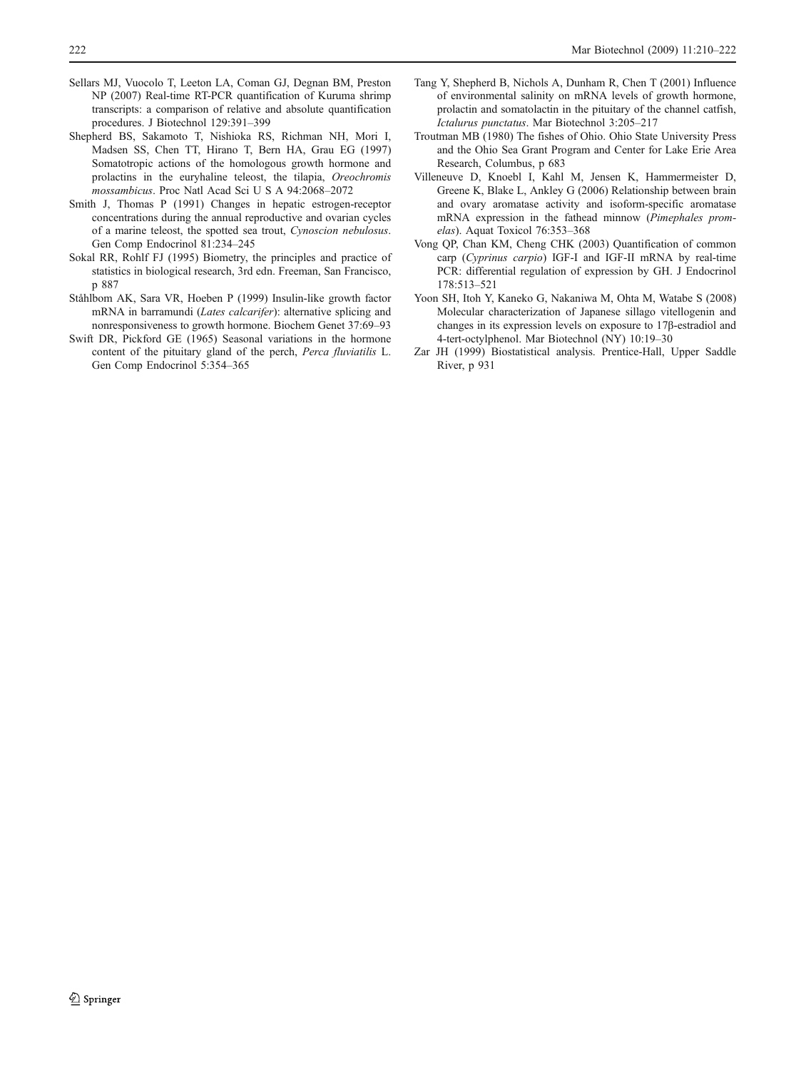Sellars MJ, Vuocolo T, Leeton LA, Coman GJ, Degnan BM, Preston NP (2007) Real-time RT-PCR quantification of Kuruma shrimp transcripts: a comparison of relative and absolute quantification procedures. J Biotechnol 129:391–399

Shepherd BS, Sakamoto T, Nishioka RS, Richman NH, Mori I, Madsen SS, Chen TT, Hirano T, Bern HA, Grau EG (1997) Somatotropic actions of the homologous growth hormone and prolactins in the euryhaline teleost, the tilapia, *Oreochromis mossambicus*. Proc Natl Acad Sci U S A 94:2068–2072

Smith J, Thomas P (1991) Changes in hepatic estrogen-receptor concentrations during the annual reproductive and ovarian cycles of a marine teleost, the spotted sea trout, *Cynoscion nebulosus*. Gen Comp Endocrinol 81:234–245

Sokal RR, Rohlf FJ (1995) Biometry, the principles and practice of statistics in biological research, 3rd edn. Freeman, San Francisco, p 887

Ståhlbom AK, Sara VR, Hoeben P (1999) Insulin-like growth factor mRNA in barramundi (*Lates calcarifer*): alternative splicing and nonresponsiveness to growth hormone. Biochem Genet 37:69–93

Swift DR, Pickford GE (1965) Seasonal variations in the hormone content of the pituitary gland of the perch, *Perca fluviatilis* L. Gen Comp Endocrinol 5:354–365

Tang Y, Shepherd B, Nichols A, Dunham R, Chen T (2001) Influence of environmental salinity on mRNA levels of growth hormone, prolactin and somatolactin in the pituitary of the channel catfish, *Ictalurus punctatus*. Mar Biotechnol 3:205–217

Troutman MB (1980) The fishes of Ohio. Ohio State University Press and the Ohio Sea Grant Program and Center for Lake Erie Area Research, Columbus, p 683

Villeneuve D, Knoebl I, Kahl M, Jensen K, Hammermeister D, Greene K, Blake L, Ankley G (2006) Relationship between brain and ovary aromatase activity and isoform-specific aromatase mRNA expression in the fathead minnow (*Pimephales promelas*). Aquat Toxicol 76:353–368

Vong QP, Chan KM, Cheng CHK (2003) Quantification of common carp (*Cyprinus carpio*) IGF-I and IGF-II mRNA by real-time PCR: differential regulation of expression by GH. J Endocrinol 178:513–521

Yoon SH, Itoh Y, Kaneko G, Nakaniwa M, Ohta M, Watabe S (2008) Molecular characterization of Japanese sillago vitellogenin and changes in its expression levels on exposure to 17β-estradiol and 4-tert-octylphenol. Mar Biotechnol (NY) 10:19–30

Zar JH (1999) Biostatistical analysis. Prentice-Hall, Upper Saddle River, p 931